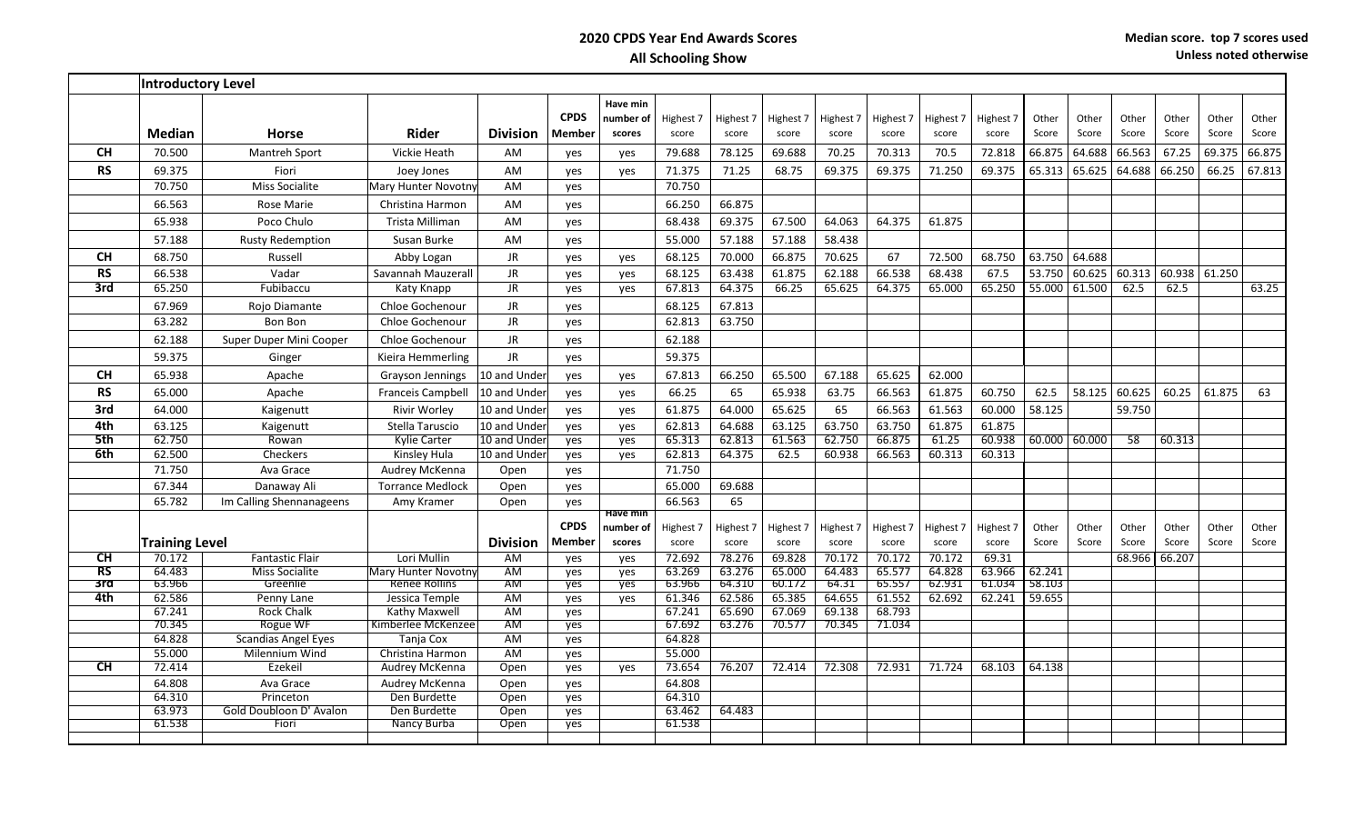# 2020 CPDS Year End Awards Scores

## All Schooling Show

**Median score. top 7 scores used**
**Unless noted otherwise**

### Introductory Level

| | Median | Horse | Rider | Division | CPDS Member | Have min number of scores | Highest 7 score | Highest 7 score | Highest 7 score | Highest 7 score | Highest 7 score | Highest 7 score | Highest 7 score | Other Score | Other Score | Other Score | Other Score | Other Score | Other Score |
|---|---|---|---|---|---|---|---|---|---|---|---|---|---|---|---|---|---|---|---|
| CH | 70.500 | Mantreh Sport | Vickie Heath | AM | yes | yes | 79.688 | 78.125 | 69.688 | 70.25 | 70.313 | 70.5 | 72.818 | 66.875 | 64.688 | 66.563 | 67.25 | 69.375 | 66.875 |
| RS | 69.375 | Fiori | Joey Jones | AM | yes | yes | 71.375 | 71.25 | 68.75 | 69.375 | 69.375 | 71.250 | 69.375 | 65.313 | 65.625 | 64.688 | 66.250 | 66.25 | 67.813 |
| | 70.750 | Miss Socialite | Mary Hunter Novotny | AM | yes | | 70.750 | | | | | | | | | | | | |
| | 66.563 | Rose Marie | Christina Harmon | AM | yes | | 66.250 | 66.875 | | | | | | | | | | | |
| | 65.938 | Poco Chulo | Trista Milliman | AM | yes | | 68.438 | 69.375 | 67.500 | 64.063 | 64.375 | 61.875 | | | | | | | |
| | 57.188 | Rusty Redemption | Susan Burke | AM | yes | | 55.000 | 57.188 | 57.188 | 58.438 | | | | | | | | | |
| CH | 68.750 | Russell | Abby Logan | JR | yes | yes | 68.125 | 70.000 | 66.875 | 70.625 | 67 | 72.500 | 68.750 | 63.750 | 64.688 | | | | |
| RS | 66.538 | Vadar | Savannah Mauzerall | JR | yes | yes | 68.125 | 63.438 | 61.875 | 62.188 | 66.538 | 68.438 | 67.5 | 53.750 | 60.625 | 60.313 | 60.938 | 61.250 | |
| 3rd | 65.250 | Fubibaccu | Katy Knapp | JR | yes | yes | 67.813 | 64.375 | 66.25 | 65.625 | 64.375 | 65.000 | 65.250 | 55.000 | 61.500 | 62.5 | 62.5 | | 63.25 |
| | 67.969 | Rojo Diamante | Chloe Gochenour | JR | yes | | 68.125 | 67.813 | | | | | | | | | | | |
| | 63.282 | Bon Bon | Chloe Gochenour | JR | yes | | 62.813 | 63.750 | | | | | | | | | | | |
| | 62.188 | Super Duper Mini Cooper | Chloe Gochenour | JR | yes | | 62.188 | | | | | | | | | | | | |
| | 59.375 | Ginger | Kieira Hemmerling | JR | yes | | 59.375 | | | | | | | | | | | | |
| CH | 65.938 | Apache | Grayson Jennings | 10 and Under | yes | yes | 67.813 | 66.250 | 65.500 | 67.188 | 65.625 | 62.000 | | | | | | | |
| RS | 65.000 | Apache | Franceis Campbell | 10 and Under | yes | yes | 66.25 | 65 | 65.938 | 63.75 | 66.563 | 61.875 | 60.750 | 62.5 | 58.125 | 60.625 | 60.25 | 61.875 | 63 |
| 3rd | 64.000 | Kaigenutt | Rivir Worley | 10 and Under | yes | yes | 61.875 | 64.000 | 65.625 | 65 | 66.563 | 61.563 | 60.000 | 58.125 | | 59.750 | | | |
| 4th | 63.125 | Kaigenutt | Stella Taruscio | 10 and Under | yes | yes | 62.813 | 64.688 | 63.125 | 63.750 | 63.750 | 61.875 | 61.875 | | | | | | |
| 5th | 62.750 | Rowan | Kylie Carter | 10 and Under | yes | yes | 65.313 | 62.813 | 61.563 | 62.750 | 66.875 | 61.25 | 60.938 | 60.000 | 60.000 | 58 | 60.313 | | |
| 6th | 62.500 | Checkers | Kinsley Hula | 10 and Under | yes | yes | 62.813 | 64.375 | 62.5 | 60.938 | 66.563 | 60.313 | 60.313 | | | | | | |
| | 71.750 | Ava Grace | Audrey McKenna | Open | yes | | 71.750 | | | | | | | | | | | | |
| | 67.344 | Danaway Ali | Torrance Medlock | Open | yes | | 65.000 | 69.688 | | | | | | | | | | | |
| | 65.782 | Im Calling Shennanageens | Amy Kramer | Open | yes | | 66.563 | 65 | | | | | | | | | | | |

### Training Level

| | Median | Horse | Rider | Division | CPDS Member | Have min number of scores | Highest 7 score | Highest 7 score | Highest 7 score | Highest 7 score | Highest 7 score | Highest 7 score | Highest 7 score | Other Score | Other Score | Other Score | Other Score | Other Score | Other Score |
|---|---|---|---|---|---|---|---|---|---|---|---|---|---|---|---|---|---|---|---|
| CH | 70.172 | Fantastic Flair | Lori Mullin | AM | yes | yes | 72.692 | 78.276 | 69.828 | 70.172 | 70.172 | 70.172 | 69.31 | | | 68.966 | 66.207 | | |
| RS | 64.483 | Miss Socialite | Mary Hunter Novotny | AM | yes | yes | 63.269 | 63.276 | 65.000 | 64.483 | 65.577 | 64.828 | 63.966 | 62.241 | | | | | |
| 3rd | 63.966 | Greenlie | Renee Rollins | AM | yes | yes | 63.966 | 64.310 | 60.172 | 64.31 | 65.557 | 62.931 | 61.034 | 58.103 | | | | | |
| 4th | 62.586 | Penny Lane | Jessica Temple | AM | yes | yes | 61.346 | 62.586 | 65.385 | 64.655 | 61.552 | 62.692 | 62.241 | 59.655 | | | | | |
| | 67.241 | Rock Chalk | Kathy Maxwell | AM | yes | | 67.241 | 65.690 | 67.069 | 69.138 | 68.793 | | | | | | | | |
| | 70.345 | Rogue WF | Kimberlee McKenzee | AM | yes | | 67.692 | 63.276 | 70.577 | 70.345 | 71.034 | | | | | | | | |
| | 64.828 | Scandias Angel Eyes | Tanja Cox | AM | yes | | 64.828 | | | | | | | | | | | | |
| | 55.000 | Milennium Wind | Christina Harmon | AM | yes | | 55.000 | | | | | | | | | | | | |
| CH | 72.414 | Ezekeil | Audrey McKenna | Open | yes | yes | 73.654 | 76.207 | 72.414 | 72.308 | 72.931 | 71.724 | 68.103 | 64.138 | | | | | |
| | 64.808 | Ava Grace | Audrey McKenna | Open | yes | | 64.808 | | | | | | | | | | | | |
| | 64.310 | Princeton | Den Burdette | Open | yes | | 64.310 | | | | | | | | | | | | |
| | 63.973 | Gold Doubloon D' Avalon | Den Burdette | Open | yes | | 63.462 | 64.483 | | | | | | | | | | | |
| | 61.538 | Fiori | Nancy Burba | Open | yes | | 61.538 | | | | | | | | | | | | |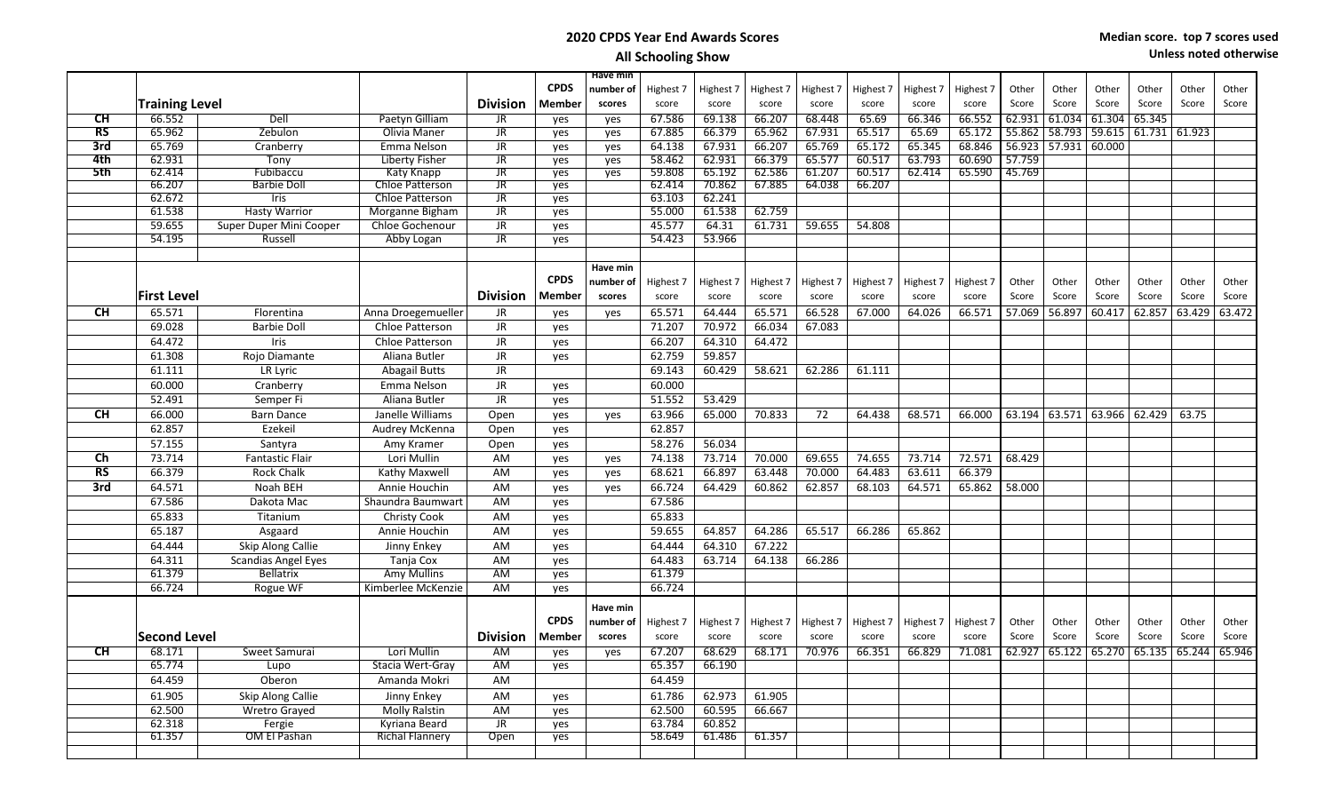## 2020 CPDS Year End Awards Scores

### All Schooling Show

**Median score. top 7 scores used**
**Unless noted otherwise**

| | Training Level | | | Division | CPDS Member | Have min number of scores | Highest 7 score | Highest 7 score | Highest 7 score | Highest 7 score | Highest 7 score | Highest 7 score | Highest 7 score | Other Score | Other Score | Other Score | Other Score | Other Score | Other Score |
|---|---|---|---|---|---|---|---|---|---|---|---|---|---|---|---|---|---|---|---|
| CH | 66.552 | Dell | Paetyn Gilliam | JR | yes | yes | 67.586 | 69.138 | 66.207 | 68.448 | 65.69 | 66.346 | 66.552 | 62.931 | 61.034 | 61.304 | 65.345 | | |
| RS | 65.962 | Zebulon | Olivia Maner | JR | yes | yes | 67.885 | 66.379 | 65.962 | 67.931 | 65.517 | 65.69 | 65.172 | 55.862 | 58.793 | 59.615 | 61.731 | 61.923 | |
| 3rd | 65.769 | Cranberry | Emma Nelson | JR | yes | yes | 64.138 | 67.931 | 66.207 | 65.769 | 65.172 | 65.345 | 68.846 | 56.923 | 57.931 | 60.000 | | | |
| 4th | 62.931 | Tony | Liberty Fisher | JR | yes | yes | 58.462 | 62.931 | 66.379 | 65.577 | 60.517 | 63.793 | 60.690 | 57.759 | | | | | |
| 5th | 62.414 | Fubibaccu | Katy Knapp | JR | yes | yes | 59.808 | 65.192 | 62.586 | 61.207 | 60.517 | 62.414 | 65.590 | 45.769 | | | | | |
| | 66.207 | Barbie Doll | Chloe Patterson | JR | yes | | 62.414 | 70.862 | 67.885 | 64.038 | 66.207 | | | | | | | | |
| | 62.672 | Iris | Chloe Patterson | JR | yes | | 63.103 | 62.241 | | | | | | | | | | | |
| | 61.538 | Hasty Warrior | Morganne Bigham | JR | yes | | 55.000 | 61.538 | 62.759 | | | | | | | | | | |
| | 59.655 | Super Duper Mini Cooper | Chloe Gochenour | JR | yes | | 45.577 | 64.31 | 61.731 | 59.655 | 54.808 | | | | | | | | |
| | 54.195 | Russell | Abby Logan | JR | yes | | 54.423 | 53.966 | | | | | | | | | | | |

| | First Level | | | Division | CPDS Member | Have min number of scores | Highest 7 score | Highest 7 score | Highest 7 score | Highest 7 score | Highest 7 score | Highest 7 score | Highest 7 score | Other Score | Other Score | Other Score | Other Score | Other Score | Other Score |
|---|---|---|---|---|---|---|---|---|---|---|---|---|---|---|---|---|---|---|---|
| CH | 65.571 | Florentina | Anna Droegemueller | JR | yes | yes | 65.571 | 64.444 | 65.571 | 66.528 | 67.000 | 64.026 | 66.571 | 57.069 | 56.897 | 60.417 | 62.857 | 63.429 | 63.472 |
| | 69.028 | Barbie Doll | Chloe Patterson | JR | yes | | 71.207 | 70.972 | 66.034 | 67.083 | | | | | | | | | |
| | 64.472 | Iris | Chloe Patterson | JR | yes | | 66.207 | 64.310 | 64.472 | | | | | | | | | | |
| | 61.308 | Rojo Diamante | Aliana Butler | JR | yes | | 62.759 | 59.857 | | | | | | | | | | | |
| | 61.111 | LR Lyric | Abagail Butts | JR | | | 69.143 | 60.429 | 58.621 | 62.286 | 61.111 | | | | | | | | |
| | 60.000 | Cranberry | Emma Nelson | JR | yes | | 60.000 | | | | | | | | | | | | |
| | 52.491 | Semper Fi | Aliana Butler | JR | yes | | 51.552 | 53.429 | | | | | | | | | | | |
| CH | 66.000 | Barn Dance | Janelle Williams | Open | yes | yes | 63.966 | 65.000 | 70.833 | 72 | 64.438 | 68.571 | 66.000 | 63.194 | 63.571 | 63.966 | 62.429 | 63.75 | |
| | 62.857 | Ezekeil | Audrey McKenna | Open | yes | | 62.857 | | | | | | | | | | | | |
| | 57.155 | Santyra | Amy Kramer | Open | yes | | 58.276 | 56.034 | | | | | | | | | | | |
| Ch | 73.714 | Fantastic Flair | Lori Mullin | AM | yes | yes | 74.138 | 73.714 | 70.000 | 69.655 | 74.655 | 73.714 | 72.571 | 68.429 | | | | | |
| RS | 66.379 | Rock Chalk | Kathy Maxwell | AM | yes | yes | 68.621 | 66.897 | 63.448 | 70.000 | 64.483 | 63.611 | 66.379 | | | | | | |
| 3rd | 64.571 | Noah BEH | Annie Houchin | AM | yes | yes | 66.724 | 64.429 | 60.862 | 62.857 | 68.103 | 64.571 | 65.862 | 58.000 | | | | | |
| | 67.586 | Dakota Mac | Shaundra Baumwart | AM | yes | | 67.586 | | | | | | | | | | | | |
| | 65.833 | Titanium | Christy Cook | AM | yes | | 65.833 | | | | | | | | | | | | |
| | 65.187 | Asgaard | Annie Houchin | AM | yes | | 59.655 | 64.857 | 64.286 | 65.517 | 66.286 | 65.862 | | | | | | | |
| | 64.444 | Skip Along Callie | Jinny Enkey | AM | yes | | 64.444 | 64.310 | 67.222 | | | | | | | | | | |
| | 64.311 | Scandias Angel Eyes | Tanja Cox | AM | yes | | 64.483 | 63.714 | 64.138 | 66.286 | | | | | | | | | |
| | 61.379 | Bellatrix | Amy Mullins | AM | yes | | 61.379 | | | | | | | | | | | | |
| | 66.724 | Rogue WF | Kimberlee McKenzie | AM | yes | | 66.724 | | | | | | | | | | | | |

| | Second Level | | | Division | CPDS Member | Have min number of scores | Highest 7 score | Highest 7 score | Highest 7 score | Highest 7 score | Highest 7 score | Highest 7 score | Highest 7 score | Other Score | Other Score | Other Score | Other Score | Other Score | Other Score |
|---|---|---|---|---|---|---|---|---|---|---|---|---|---|---|---|---|---|---|---|
| CH | 68.171 | Sweet Samurai | Lori Mullin | AM | yes | yes | 67.207 | 68.629 | 68.171 | 70.976 | 66.351 | 66.829 | 71.081 | 62.927 | 65.122 | 65.270 | 65.135 | 65.244 | 65.946 |
| | 65.774 | Lupo | Stacia Wert-Gray | AM | yes | | 65.357 | 66.190 | | | | | | | | | | | |
| | 64.459 | Oberon | Amanda Mokri | AM | | | 64.459 | | | | | | | | | | | | |
| | 61.905 | Skip Along Callie | Jinny Enkey | AM | yes | | 61.786 | 62.973 | 61.905 | | | | | | | | | | |
| | 62.500 | Wretro Grayed | Molly Ralstin | AM | yes | | 62.500 | 60.595 | 66.667 | | | | | | | | | | |
| | 62.318 | Fergie | Kyriana Beard | JR | yes | | 63.784 | 60.852 | | | | | | | | | | | |
| | 61.357 | OM El Pashan | Richal Flannery | Open | yes | | 58.649 | 61.486 | 61.357 | | | | | | | | | | |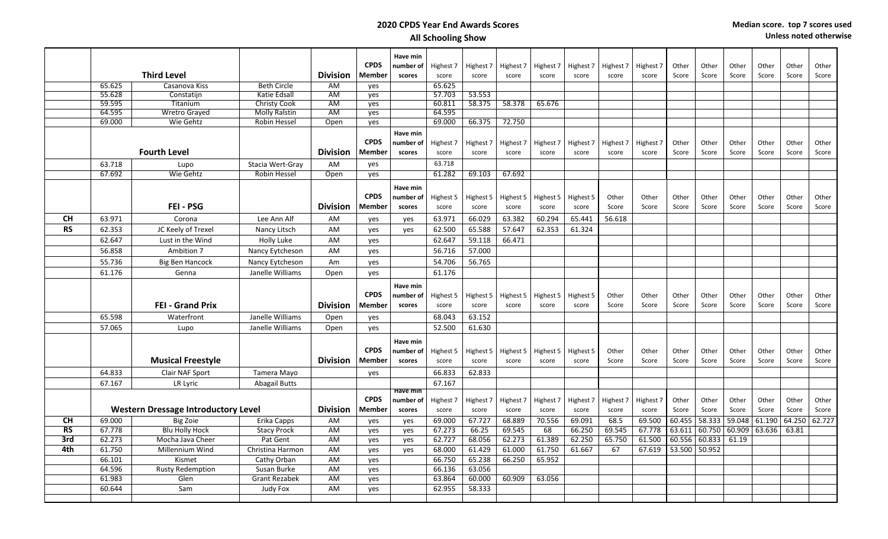## 2020 CPDS Year End Awards Scores

### All Schooling Show

**Median score. top 7 scores used**
**Unless noted otherwise**

| | | Third Level | | Division | CPDS Member | Have min number of scores | Highest 7 score | Highest 7 score | Highest 7 score | Highest 7 score | Highest 7 score | Highest 7 score | Highest 7 score | Other Score | Other Score | Other Score | Other Score | Other Score | Other Score |
|---|---|---|---|---|---|---|---|---|---|---|---|---|---|---|---|---|---|---|---|
| | 65.625 | Casanova Kiss | Beth Circle | AM | yes | | 65.625 | | | | | | | | | | | | |
| | 55.628 | Constatijn | Katie Edsall | AM | yes | | 57.703 | 53.553 | | | | | | | | | | | |
| | 59.595 | Titanium | Christy Cook | AM | yes | | 60.811 | 58.375 | 58.378 | 65.676 | | | | | | | | | |
| | 64.595 | Wretro Grayed | Molly Ralstin | AM | yes | | 64.595 | | | | | | | | | | | | |
| | 69.000 | Wie Gehtz | Robin Hessel | Open | yes | | 69.000 | 66.375 | 72.750 | | | | | | | | | | |

| | | Fourth Level | | Division | CPDS Member | Have min number of scores | Highest 7 score | Highest 7 score | Highest 7 score | Highest 7 score | Highest 7 score | Highest 7 score | Highest 7 score | Other Score | Other Score | Other Score | Other Score | Other Score | Other Score |
|---|---|---|---|---|---|---|---|---|---|---|---|---|---|---|---|---|---|---|---|
| | 63.718 | Lupo | Stacia Wert-Gray | AM | yes | | 63.718 | | | | | | | | | | | | |
| | 67.692 | Wie Gehtz | Robin Hessel | Open | yes | | 61.282 | 69.103 | 67.692 | | | | | | | | | | |

| | | FEI - PSG | | Division | CPDS Member | Have min number of scores | Highest 5 score | Highest 5 score | Highest 5 score | Highest 5 score | Highest 5 score | Other Score | Other Score | Other Score | Other Score | Other Score | Other Score | Other Score | Other Score |
|---|---|---|---|---|---|---|---|---|---|---|---|---|---|---|---|---|---|---|---|
| CH | 63.971 | Corona | Lee Ann Alf | AM | yes | yes | 63.971 | 66.029 | 63.382 | 60.294 | 65.441 | 56.618 | | | | | | | |
| RS | 62.353 | JC Keely of Trexel | Nancy Litsch | AM | yes | yes | 62.500 | 65.588 | 57.647 | 62.353 | 61.324 | | | | | | | | |
| | 62.647 | Lust in the Wind | Holly Luke | AM | yes | | 62.647 | 59.118 | 66.471 | | | | | | | | | | |
| | 56.858 | Ambition 7 | Nancy Eytcheson | AM | yes | | 56.716 | 57.000 | | | | | | | | | | | |
| | 55.736 | Big Ben Hancock | Nancy Eytcheson | Am | yes | | 54.706 | 56.765 | | | | | | | | | | | |
| | 61.176 | Genna | Janelle Williams | Open | yes | | 61.176 | | | | | | | | | | | | |

| | | FEI - Grand Prix | | Division | CPDS Member | Have min number of scores | Highest 5 score | Highest 5 score | Highest 5 score | Highest 5 score | Highest 5 score | Other Score | Other Score | Other Score | Other Score | Other Score | Other Score | Other Score | Other Score |
|---|---|---|---|---|---|---|---|---|---|---|---|---|---|---|---|---|---|---|---|
| | 65.598 | Waterfront | Janelle Williams | Open | yes | | 68.043 | 63.152 | | | | | | | | | | | |
| | 57.065 | Lupo | Janelle Williams | Open | yes | | 52.500 | 61.630 | | | | | | | | | | | |

| | | Musical Freestyle | | Division | CPDS Member | Have min number of scores | Highest 5 score | Highest 5 score | Highest 5 score | Highest 5 score | Highest 5 score | Other Score | Other Score | Other Score | Other Score | Other Score | Other Score | Other Score | Other Score |
|---|---|---|---|---|---|---|---|---|---|---|---|---|---|---|---|---|---|---|---|
| | 64.833 | Clair NAF Sport | Tamera Mayo | | yes | | 66.833 | 62.833 | | | | | | | | | | | |
| | 67.167 | LR Lyric | Abagail Butts | | | | 67.167 | | | | | | | | | | | | |

| | | Western Dressage Introductory Level | | Division | CPDS Member | Have min number of scores | Highest 7 score | Highest 7 score | Highest 7 score | Highest 7 score | Highest 7 score | Highest 7 score | Highest 7 score | Other Score | Other Score | Other Score | Other Score | Other Score | Other Score |
|---|---|---|---|---|---|---|---|---|---|---|---|---|---|---|---|---|---|---|---|
| CH | 69.000 | Big Zoie | Erika Capps | AM | yes | yes | 69.000 | 67.727 | 68.889 | 70.556 | 69.091 | 68.5 | 69.500 | 60.455 | 58.333 | 59.048 | 61.190 | 64.250 | 62.727 |
| RS | 67.778 | Blu Holly Hock | Stacy Prock | AM | yes | yes | 67.273 | 66.25 | 69.545 | 68 | 66.250 | 69.545 | 67.778 | 63.611 | 60.750 | 60.909 | 63.636 | 63.81 | |
| 3rd | 62.273 | Mocha Java Cheer | Pat Gent | AM | yes | yes | 62.727 | 68.056 | 62.273 | 61.389 | 62.250 | 65.750 | 61.500 | 60.556 | 60.833 | 61.19 | | | |
| 4th | 61.750 | Millennium Wind | Christina Harmon | AM | yes | yes | 68.000 | 61.429 | 61.000 | 61.750 | 61.667 | 67 | 67.619 | 53.500 | 50.952 | | | | |
| | 66.101 | Kismet | Cathy Orban | AM | yes | | 66.750 | 65.238 | 66.250 | 65.952 | | | | | | | | | |
| | 64.596 | Rusty Redemption | Susan Burke | AM | yes | | 66.136 | 63.056 | | | | | | | | | | | |
| | 61.983 | Glen | Grant Rezabek | AM | yes | | 63.864 | 60.000 | 60.909 | 63.056 | | | | | | | | | |
| | 60.644 | Sam | Judy Fox | AM | yes | | 62.955 | 58.333 | | | | | | | | | | | |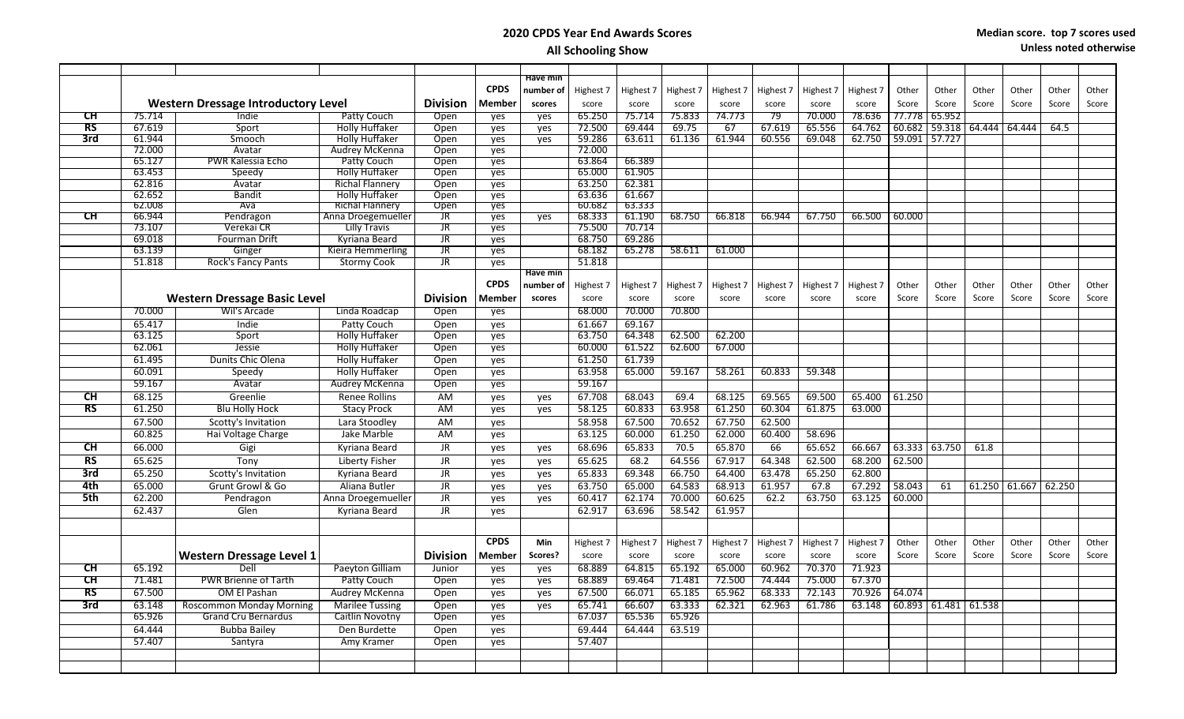# 2020 CPDS Year End Awards Scores

## All Schooling Show

**Median score. top 7 scores used**
**Unless noted otherwise**

| | | Western Dressage Introductory Level | | Division | CPDS Member | Have min number of scores | Highest 7 score | Highest 7 score | Highest 7 score | Highest 7 score | Highest 7 score | Highest 7 score | Highest 7 score | Other Score | Other Score | Other Score | Other Score | Other Score | Other Score |
|---|---|---|---|---|---|---|---|---|---|---|---|---|---|---|---|---|---|---|---|
| CH | 75.714 | Indie | Patty Couch | Open | yes | yes | 65.250 | 75.714 | 75.833 | 74.773 | 79 | 70.000 | 78.636 | 77.778 | 65.952 | | | | |
| RS | 67.619 | Sport | Holly Huffaker | Open | yes | yes | 72.500 | 69.444 | 69.75 | 67 | 67.619 | 65.556 | 64.762 | 60.682 | 59.318 | 64.444 | 64.444 | 64.5 | |
| 3rd | 61.944 | Smooch | Holly Huffaker | Open | yes | yes | 59.286 | 63.611 | 61.136 | 61.944 | 60.556 | 69.048 | 62.750 | 59.091 | 57.727 | | | | |
| | 72.000 | Avatar | Audrey McKenna | Open | yes | | 72.000 | | | | | | | | | | | | |
| | 65.127 | PWR Kalessia Echo | Patty Couch | Open | yes | | 63.864 | 66.389 | | | | | | | | | | | |
| | 63.453 | Speedy | Holly Huffaker | Open | yes | | 65.000 | 61.905 | | | | | | | | | | | |
| | 62.816 | Avatar | Richal Flannery | Open | yes | | 63.250 | 62.381 | | | | | | | | | | | |
| | 62.652 | Bandit | Holly Huffaker | Open | yes | | 63.636 | 61.667 | | | | | | | | | | | |
| | 62.008 | Ava | Richal Flannery | Open | yes | | 60.682 | 63.333 | | | | | | | | | | | |
| CH | 66.944 | Pendragon | Anna Droegemueller | JR | yes | yes | 68.333 | 61.190 | 68.750 | 66.818 | 66.944 | 67.750 | 66.500 | 60.000 | | | | | |
| | 73.107 | Verekai CR | Lilly Travis | JR | yes | | 75.500 | 70.714 | | | | | | | | | | | |
| | 69.018 | Fourman Drift | Kyriana Beard | JR | yes | | 68.750 | 69.286 | | | | | | | | | | | |
| | 63.139 | Ginger | Kieira Hemmerling | JR | yes | | 68.182 | 65.278 | 58.611 | 61.000 | | | | | | | | | |
| | 51.818 | Rock's Fancy Pants | Stormy Cook | JR | yes | | 51.818 | | | | | | | | | | | | |

| | | Western Dressage Basic Level | | Division | CPDS Member | Have min number of scores | Highest 7 score | Highest 7 score | Highest 7 score | Highest 7 score | Highest 7 score | Highest 7 score | Highest 7 score | Other Score | Other Score | Other Score | Other Score | Other Score | Other Score |
|---|---|---|---|---|---|---|---|---|---|---|---|---|---|---|---|---|---|---|---|
| | 70.000 | Wil's Arcade | Linda Roadcap | Open | yes | | 68.000 | 70.000 | 70.800 | | | | | | | | | | |
| | 65.417 | Indie | Patty Couch | Open | yes | | 61.667 | 69.167 | | | | | | | | | | | |
| | 63.125 | Sport | Holly Huffaker | Open | yes | | 63.750 | 64.348 | 62.500 | 62.200 | | | | | | | | | |
| | 62.061 | Jessie | Holly Huffaker | Open | yes | | 60.000 | 61.522 | 62.600 | 67.000 | | | | | | | | | |
| | 61.495 | Dunits Chic Olena | Holly Huffaker | Open | yes | | 61.250 | 61.739 | | | | | | | | | | | |
| | 60.091 | Speedy | Holly Huffaker | Open | yes | | 63.958 | 65.000 | 59.167 | 58.261 | 60.833 | 59.348 | | | | | | | |
| | 59.167 | Avatar | Audrey McKenna | Open | yes | | 59.167 | | | | | | | | | | | | |
| CH | 68.125 | Greenlie | Renee Rollins | AM | yes | yes | 67.708 | 68.043 | 69.4 | 68.125 | 69.565 | 69.500 | 65.400 | 61.250 | | | | | |
| RS | 61.250 | Blu Holly Hock | Stacy Prock | AM | yes | yes | 58.125 | 60.833 | 63.958 | 61.250 | 60.304 | 61.875 | 63.000 | | | | | | |
| | 67.500 | Scotty's Invitation | Lara Stoodley | AM | yes | | 58.958 | 67.500 | 70.652 | 67.750 | 62.500 | | | | | | | | |
| | 60.825 | Hai Voltage Charge | Jake Marble | AM | yes | | 63.125 | 60.000 | 61.250 | 62.000 | 60.400 | 58.696 | | | | | | | |
| CH | 66.000 | Gigi | Kyriana Beard | JR | yes | yes | 68.696 | 65.833 | 70.5 | 65.870 | 66 | 65.652 | 66.667 | 63.333 | 63.750 | 61.8 | | | |
| RS | 65.625 | Tony | Liberty Fisher | JR | yes | yes | 65.625 | 68.2 | 64.556 | 67.917 | 64.348 | 62.500 | 68.200 | 62.500 | | | | | |
| 3rd | 65.250 | Scotty's Invitation | Kyriana Beard | JR | yes | yes | 65.833 | 69.348 | 66.750 | 64.400 | 63.478 | 65.250 | 62.800 | | | | | | |
| 4th | 65.000 | Grunt Growl & Go | Aliana Butler | JR | yes | yes | 63.750 | 65.000 | 64.583 | 68.913 | 61.957 | 67.8 | 67.292 | 58.043 | 61 | 61.250 | 61.667 | 62.250 | |
| 5th | 62.200 | Pendragon | Anna Droegemueller | JR | yes | yes | 60.417 | 62.174 | 70.000 | 60.625 | 62.2 | 63.750 | 63.125 | 60.000 | | | | | |
| | 62.437 | Glen | Kyriana Beard | JR | yes | | 62.917 | 63.696 | 58.542 | 61.957 | | | | | | | | | |

| | | Western Dressage Level 1 | | Division | CPDS Member | Min Scores? | Highest 7 score | Highest 7 score | Highest 7 score | Highest 7 score | Highest 7 score | Highest 7 score | Highest 7 score | Other Score | Other Score | Other Score | Other Score | Other Score | Other Score |
|---|---|---|---|---|---|---|---|---|---|---|---|---|---|---|---|---|---|---|---|
| CH | 65.192 | Dell | Paeyton Gilliam | Junior | yes | yes | 68.889 | 64.815 | 65.192 | 65.000 | 60.962 | 70.370 | 71.923 | | | | | | |
| CH | 71.481 | PWR Brienne of Tarth | Patty Couch | Open | yes | yes | 68.889 | 69.464 | 71.481 | 72.500 | 74.444 | 75.000 | 67.370 | | | | | | |
| RS | 67.500 | OM El Pashan | Audrey McKenna | Open | yes | yes | 67.500 | 66.071 | 65.185 | 65.962 | 68.333 | 72.143 | 70.926 | 64.074 | | | | | |
| 3rd | 63.148 | Roscommon Monday Morning | Marilee Tussing | Open | yes | yes | 65.741 | 66.607 | 63.333 | 62.321 | 62.963 | 61.786 | 63.148 | 60.893 | 61.481 | 61.538 | | | |
| | 65.926 | Grand Cru Bernardus | Caitlin Novotny | Open | yes | | 67.037 | 65.536 | 65.926 | | | | | | | | | | |
| | 64.444 | Bubba Bailey | Den Burdette | Open | yes | | 69.444 | 64.444 | 63.519 | | | | | | | | | | |
| | 57.407 | Santyra | Amy Kramer | Open | yes | | 57.407 | | | | | | | | | | | | |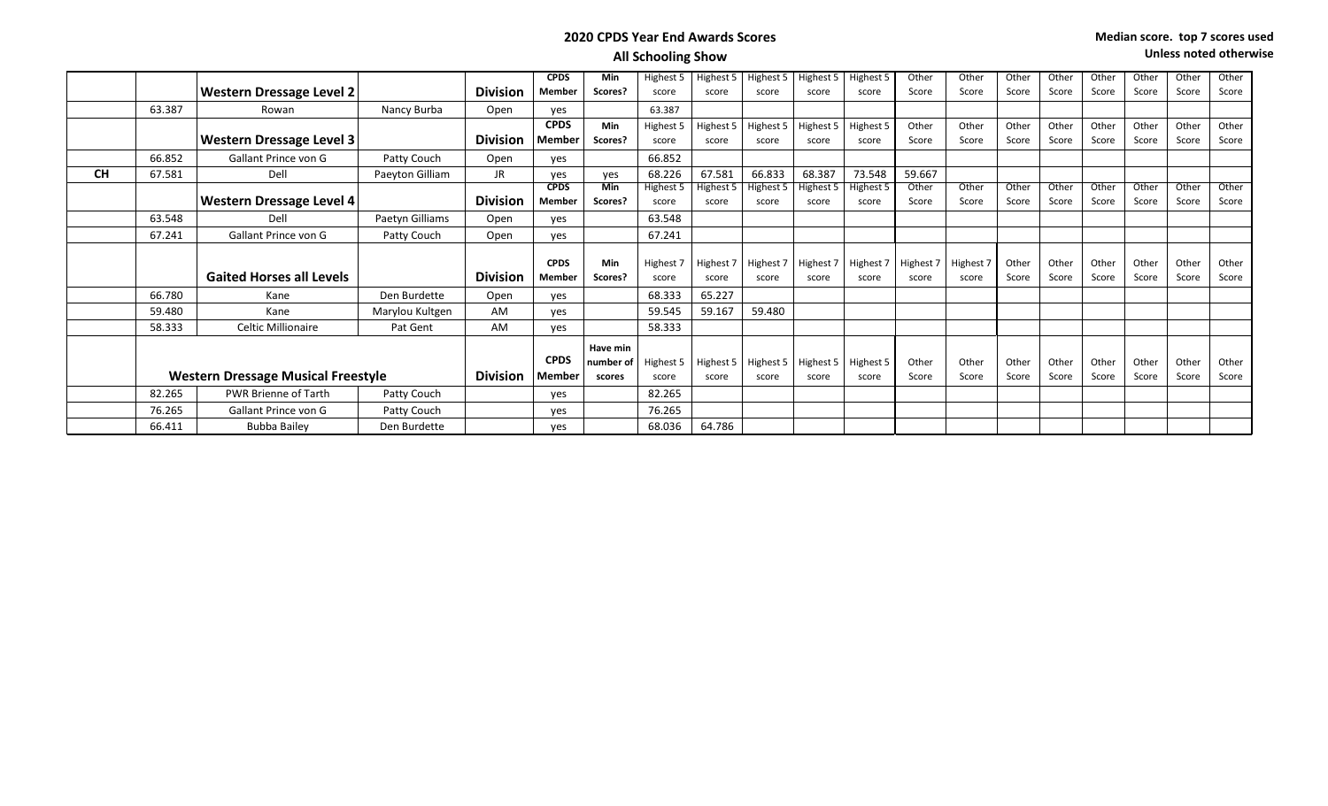## 2020 CPDS Year End Awards Scores

### All Schooling Show

**Median score. top 7 scores used**
**Unless noted otherwise**

| | | | | | | | | | | | | | | | | | | | | |
|---|---|---|---|---|---|---|---|---|---|---|---|---|---|---|---|---|---|---|---|---|
| | | **Western Dressage Level 2** | | **Division** | **CPDS Member** | **Min Scores?** | Highest 5 score | Highest 5 score | Highest 5 score | Highest 5 score | Highest 5 score | Other Score | Other Score | Other Score | Other Score | Other Score | Other Score | Other Score | Other Score | |
| | 63.387 | Rowan | Nancy Burba | Open | yes | | 63.387 | | | | | | | | | | | | | |
| | | **Western Dressage Level 3** | | **Division** | **CPDS Member** | **Min Scores?** | Highest 5 score | Highest 5 score | Highest 5 score | Highest 5 score | Highest 5 score | Other Score | Other Score | Other Score | Other Score | Other Score | Other Score | Other Score | Other Score | |
| | 66.852 | Gallant Prince von G | Patty Couch | Open | yes | | 66.852 | | | | | | | | | | | | | |
| **CH** | 67.581 | Dell | Paeyton Gilliam | JR | yes | yes | 68.226 | 67.581 | 66.833 | 68.387 | 73.548 | 59.667 | | | | | | | | |
| | | **Western Dressage Level 4** | | **Division** | **CPDS Member** | **Min Scores?** | Highest 5 score | Highest 5 score | Highest 5 score | Highest 5 score | Highest 5 score | Other Score | Other Score | Other Score | Other Score | Other Score | Other Score | Other Score | Other Score | |
| | 63.548 | Dell | Paetyn Gilliams | Open | yes | | 63.548 | | | | | | | | | | | | | |
| | 67.241 | Gallant Prince von G | Patty Couch | Open | yes | | 67.241 | | | | | | | | | | | | | |
| | | **Gaited Horses all Levels** | | **Division** | **CPDS Member** | **Min Scores?** | Highest 7 score | Highest 7 score | Highest 7 score | Highest 7 score | Highest 7 score | Highest 7 score | Highest 7 score | Other Score | Other Score | Other Score | Other Score | Other Score | Other Score | |
| | 66.780 | Kane | Den Burdette | Open | yes | | 68.333 | 65.227 | | | | | | | | | | | | |
| | 59.480 | Kane | Marylou Kultgen | AM | yes | | 59.545 | 59.167 | 59.480 | | | | | | | | | | | |
| | 58.333 | Celtic Millionaire | Pat Gent | AM | yes | | 58.333 | | | | | | | | | | | | | |
| | | **Western Dressage Musical Freestyle** | | **Division** | **CPDS Member** | **Have min number of scores** | Highest 5 score | Highest 5 score | Highest 5 score | Highest 5 score | Highest 5 score | Other Score | Other Score | Other Score | Other Score | Other Score | Other Score | Other Score | Other Score | |
| | 82.265 | PWR Brienne of Tarth | Patty Couch | | yes | | 82.265 | | | | | | | | | | | | | |
| | 76.265 | Gallant Prince von G | Patty Couch | | yes | | 76.265 | | | | | | | | | | | | | |
| | 66.411 | Bubba Bailey | Den Burdette | | yes | | 68.036 | 64.786 | | | | | | | | | | | | |